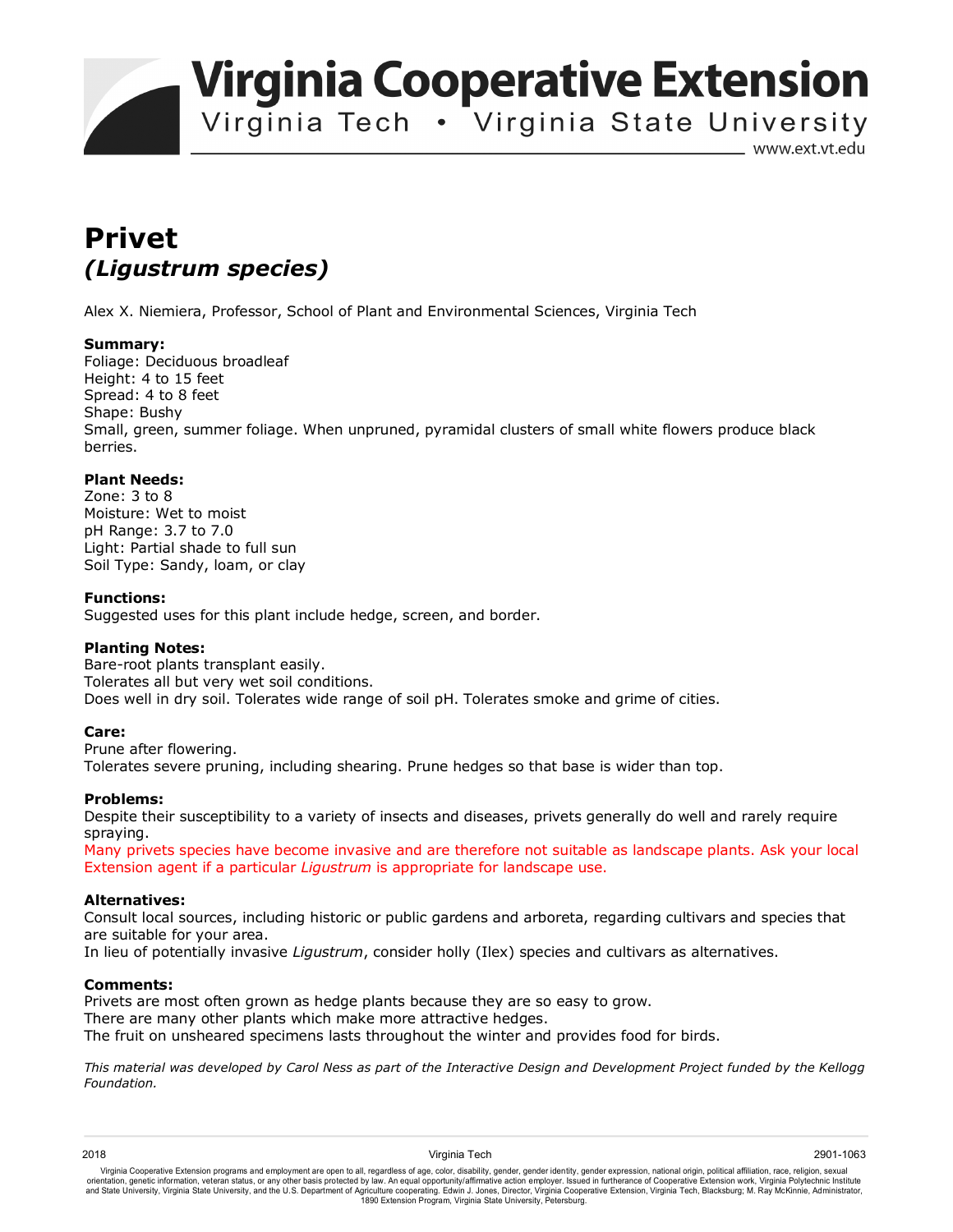# Privet
## *(Ligustrum species)*

Alex X. Niemiera, Professor, School of Plant and Environmental Sciences, Virginia Tech

**Summary:**
Foliage: Deciduous broadleaf
Height: 4 to 15 feet
Spread: 4 to 8 feet
Shape: Bushy
Small, green, summer foliage. When unpruned, pyramidal clusters of small white flowers produce black berries.

**Plant Needs:**
Zone: 3 to 8
Moisture: Wet to moist
pH Range: 3.7 to 7.0
Light: Partial shade to full sun
Soil Type: Sandy, loam, or clay

**Functions:**
Suggested uses for this plant include hedge, screen, and border.

**Planting Notes:**
Bare-root plants transplant easily.
Tolerates all but very wet soil conditions.
Does well in dry soil. Tolerates wide range of soil pH. Tolerates smoke and grime of cities.

**Care:**
Prune after flowering.
Tolerates severe pruning, including shearing. Prune hedges so that base is wider than top.

**Problems:**
Despite their susceptibility to a variety of insects and diseases, privets generally do well and rarely require spraying.
Many privets species have become invasive and are therefore not suitable as landscape plants. Ask your local Extension agent if a particular *Ligustrum* is appropriate for landscape use.

**Alternatives:**
Consult local sources, including historic or public gardens and arboreta, regarding cultivars and species that are suitable for your area.
In lieu of potentially invasive *Ligustrum*, consider holly (Ilex) species and cultivars as alternatives.

**Comments:**
Privets are most often grown as hedge plants because they are so easy to grow.
There are many other plants which make more attractive hedges.
The fruit on unsheared specimens lasts throughout the winter and provides food for birds.

*This material was developed by Carol Ness as part of the Interactive Design and Development Project funded by the Kellogg Foundation.*

2018 Virginia Tech 2901-1063

Virginia Cooperative Extension programs and employment are open to all, regardless of age, color, disability, gender, gender identity, gender expression, national origin, political affiliation, race, religion, sexual orientation, genetic information, veteran status, or any other basis protected by law. An equal opportunity/affirmative action employer. Issued in furtherance of Cooperative Extension work, Virginia Polytechnic Institute and State University, Virginia State University, and the U.S. Department of Agriculture cooperating. Edwin J. Jones, Director, Virginia Cooperative Extension, Virginia Tech, Blacksburg; M. Ray McKinnie, Administrator, 1890 Extension Program, Virginia State University, Petersburg.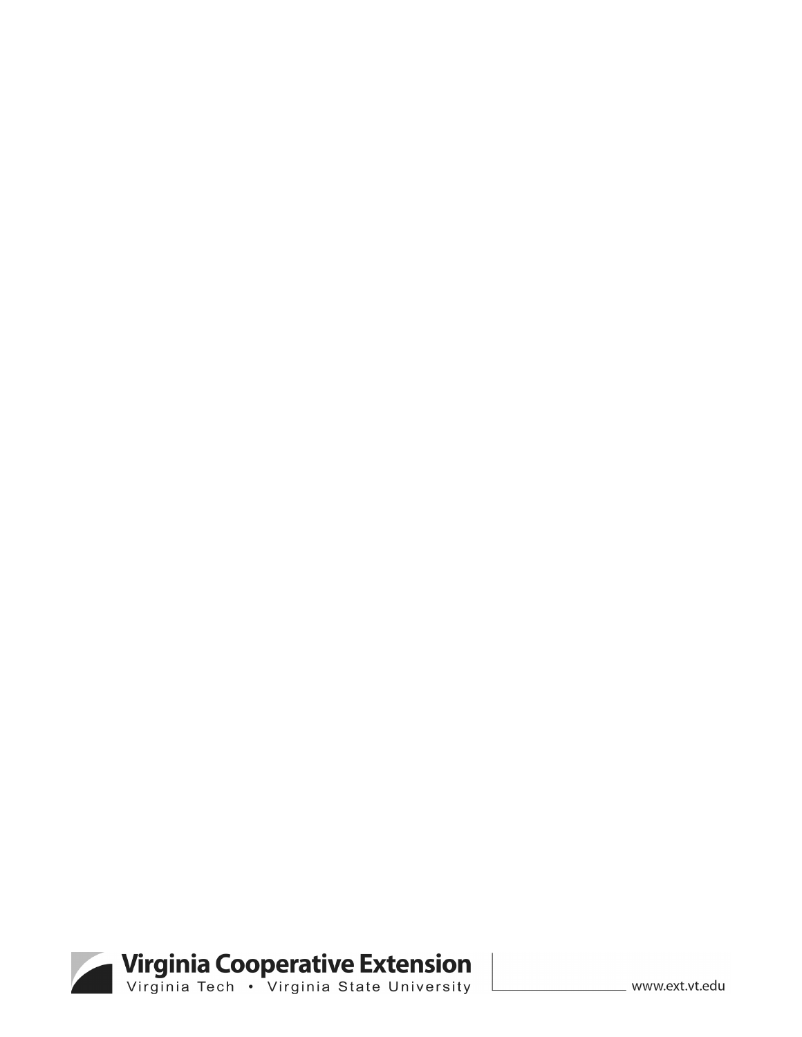**Virginia Cooperative Extension**
Virginia Tech • Virginia State University

www.ext.vt.edu